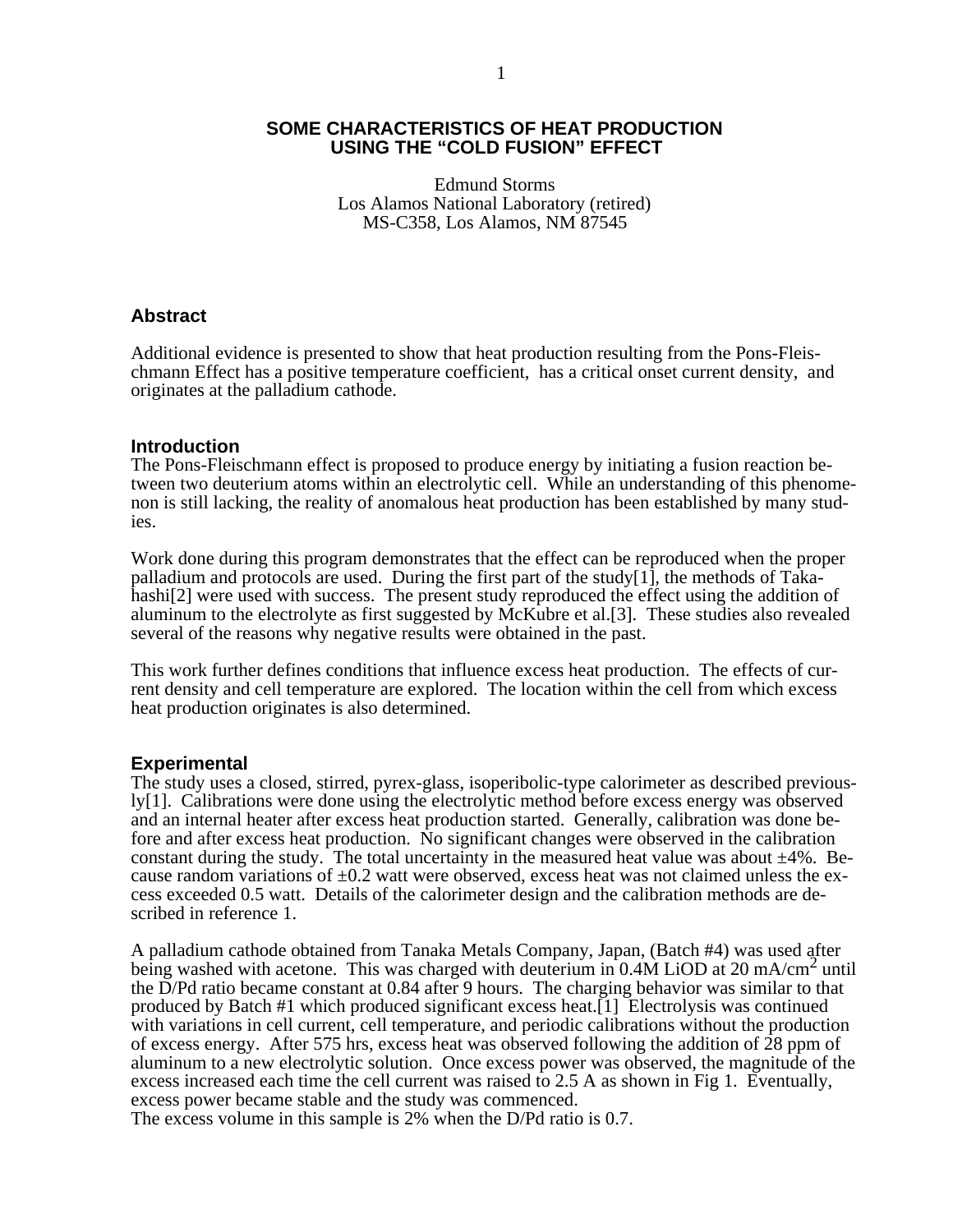# SOME CHARACTERISTICS OF HEAT PRODUCTION USING THE "COLD FUSION" EFFECT

Edmund Storms
Los Alamos National Laboratory (retired)
MS-C358, Los Alamos, NM 87545

## Abstract

Additional evidence is presented to show that heat production resulting from the Pons-Fleischmann Effect has a positive temperature coefficient, has a critical onset current density, and originates at the palladium cathode.

## Introduction

The Pons-Fleischmann effect is proposed to produce energy by initiating a fusion reaction between two deuterium atoms within an electrolytic cell. While an understanding of this phenomenon is still lacking, the reality of anomalous heat production has been established by many studies.

Work done during this program demonstrates that the effect can be reproduced when the proper palladium and protocols are used. During the first part of the study[1], the methods of Takahashi[2] were used with success. The present study reproduced the effect using the addition of aluminum to the electrolyte as first suggested by McKubre et al.[3]. These studies also revealed several of the reasons why negative results were obtained in the past.

This work further defines conditions that influence excess heat production. The effects of current density and cell temperature are explored. The location within the cell from which excess heat production originates is also determined.

## Experimental

The study uses a closed, stirred, pyrex-glass, isoperibolic-type calorimeter as described previously[1]. Calibrations were done using the electrolytic method before excess energy was observed and an internal heater after excess heat production started. Generally, calibration was done before and after excess heat production. No significant changes were observed in the calibration constant during the study. The total uncertainty in the measured heat value was about ±4%. Because random variations of ±0.2 watt were observed, excess heat was not claimed unless the excess exceeded 0.5 watt. Details of the calorimeter design and the calibration methods are described in reference 1.

A palladium cathode obtained from Tanaka Metals Company, Japan, (Batch #4) was used after being washed with acetone. This was charged with deuterium in 0.4M LiOD at 20 $mA/cm^2$ until the D/Pd ratio became constant at 0.84 after 9 hours. The charging behavior was similar to that produced by Batch #1 which produced significant excess heat.[1] Electrolysis was continued with variations in cell current, cell temperature, and periodic calibrations without the production of excess energy. After 575 hrs, excess heat was observed following the addition of 28 ppm of aluminum to a new electrolytic solution. Once excess power was observed, the magnitude of the excess increased each time the cell current was raised to 2.5 A as shown in Fig 1. Eventually, excess power became stable and the study was commenced.

The excess volume in this sample is 2% when the D/Pd ratio is 0.7.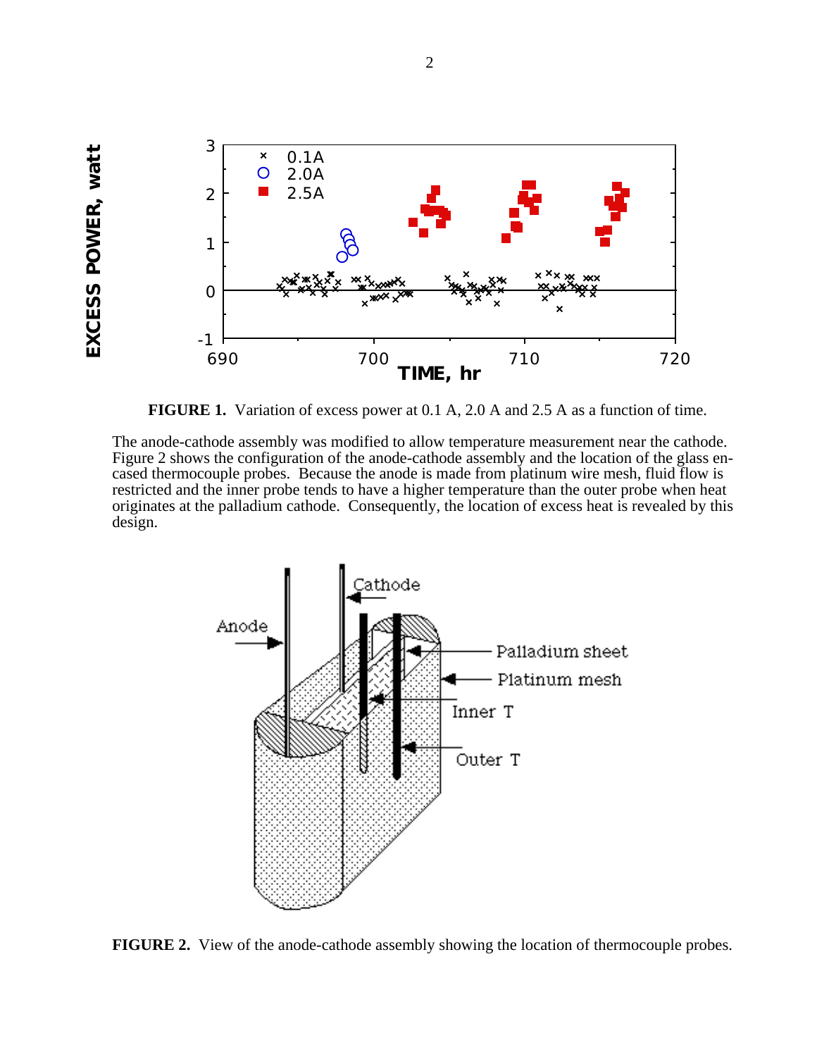FIGURE 1. Variation of excess power at 0.1 A, 2.0 A and 2.5 A as a function of time.

The anode-cathode assembly was modified to allow temperature measurement near the cathode. Figure 2 shows the configuration of the anode-cathode assembly and the location of the glass encased thermocouple probes. Because the anode is made from platinum wire mesh, fluid flow is restricted and the inner probe tends to have a higher temperature than the outer probe when heat originates at the palladium cathode. Consequently, the location of excess heat is revealed by this design.

FIGURE 2. View of the anode-cathode assembly showing the location of thermocouple probes.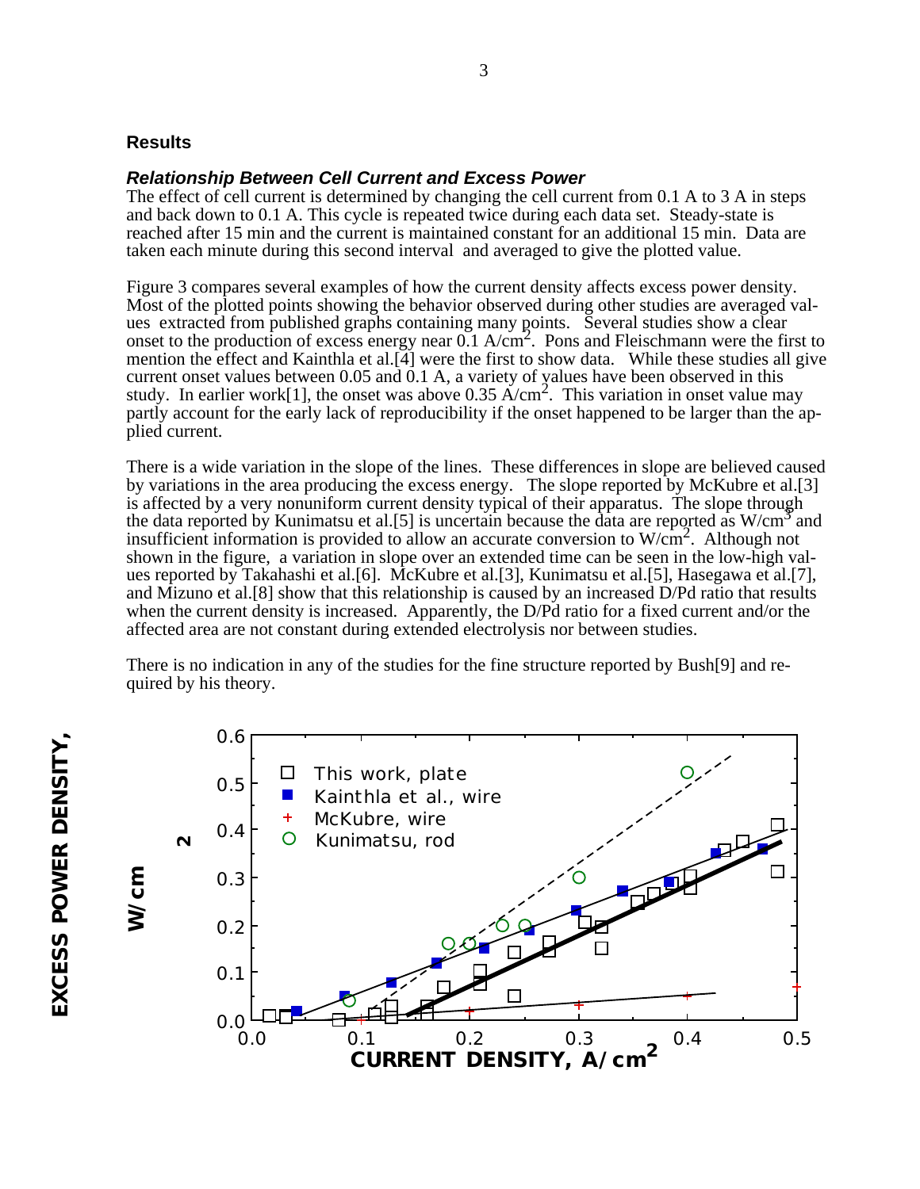## Results

### *Relationship Between Cell Current and Excess Power*

The effect of cell current is determined by changing the cell current from 0.1 A to 3 A in steps and back down to 0.1 A. This cycle is repeated twice during each data set. Steady-state is reached after 15 min and the current is maintained constant for an additional 15 min. Data are taken each minute during this second interval and averaged to give the plotted value.

Figure 3 compares several examples of how the current density affects excess power density. Most of the plotted points showing the behavior observed during other studies are averaged values extracted from published graphs containing many points. Several studies show a clear onset to the production of excess energy near 0.1 $A/cm^2$. Pons and Fleischmann were the first to mention the effect and Kainthla et al.[4] were the first to show data. While these studies all give current onset values between 0.05 and 0.1 A, a variety of values have been observed in this study. In earlier work[1], the onset was above 0.35 $A/cm^2$. This variation in onset value may partly account for the early lack of reproducibility if the onset happened to be larger than the applied current.

There is a wide variation in the slope of the lines. These differences in slope are believed caused by variations in the area producing the excess energy. The slope reported by McKubre et al.[3] is affected by a very nonuniform current density typical of their apparatus. The slope through the data reported by Kunimatsu et al.[5] is uncertain because the data are reported as $W/cm^3$ and insufficient information is provided to allow an accurate conversion to $W/cm^2$. Although not shown in the figure, a variation in slope over an extended time can be seen in the low-high values reported by Takahashi et al.[6]. McKubre et al.[3], Kunimatsu et al.[5], Hasegawa et al.[7], and Mizuno et al.[8] show that this relationship is caused by an increased D/Pd ratio that results when the current density is increased. Apparently, the D/Pd ratio for a fixed current and/or the affected area are not constant during extended electrolysis nor between studies.

There is no indication in any of the studies for the fine structure reported by Bush[9] and required by his theory.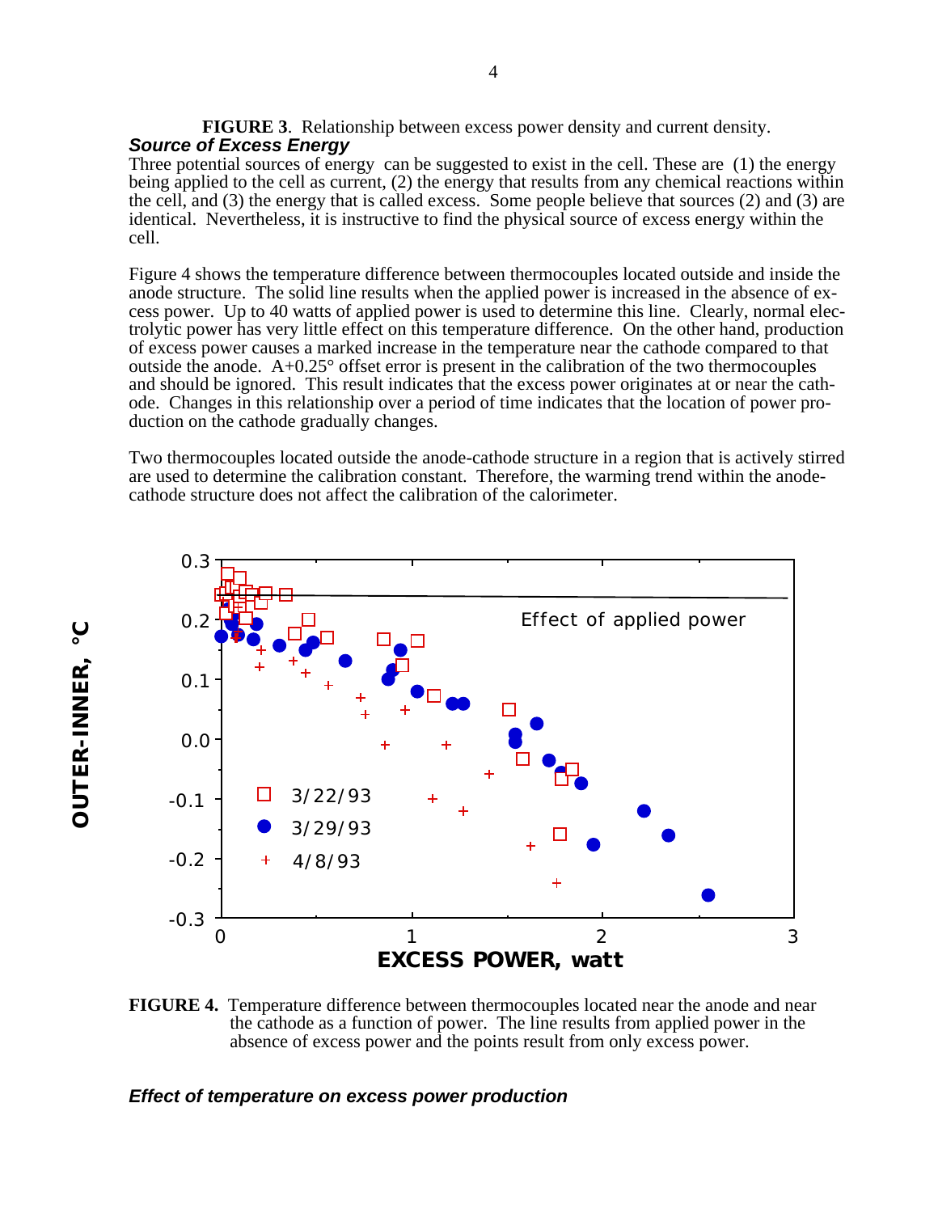**FIGURE 3**. Relationship between excess power density and current density.

### *Source of Excess Energy*

Three potential sources of energy can be suggested to exist in the cell. These are (1) the energy being applied to the cell as current, (2) the energy that results from any chemical reactions within the cell, and (3) the energy that is called excess. Some people believe that sources (2) and (3) are identical. Nevertheless, it is instructive to find the physical source of excess energy within the cell.

Figure 4 shows the temperature difference between thermocouples located outside and inside the anode structure. The solid line results when the applied power is increased in the absence of excess power. Up to 40 watts of applied power is used to determine this line. Clearly, normal electrolytic power has very little effect on this temperature difference. On the other hand, production of excess power causes a marked increase in the temperature near the cathode compared to that outside the anode. A+0.25° offset error is present in the calibration of the two thermocouples and should be ignored. This result indicates that the excess power originates at or near the cathode. Changes in this relationship over a period of time indicates that the location of power production on the cathode gradually changes.

Two thermocouples located outside the anode-cathode structure in a region that is actively stirred are used to determine the calibration constant. Therefore, the warming trend within the anode-cathode structure does not affect the calibration of the calorimeter.

**FIGURE 4.** Temperature difference between thermocouples located near the anode and near the cathode as a function of power. The line results from applied power in the absence of excess power and the points result from only excess power.

### *Effect of temperature on excess power production*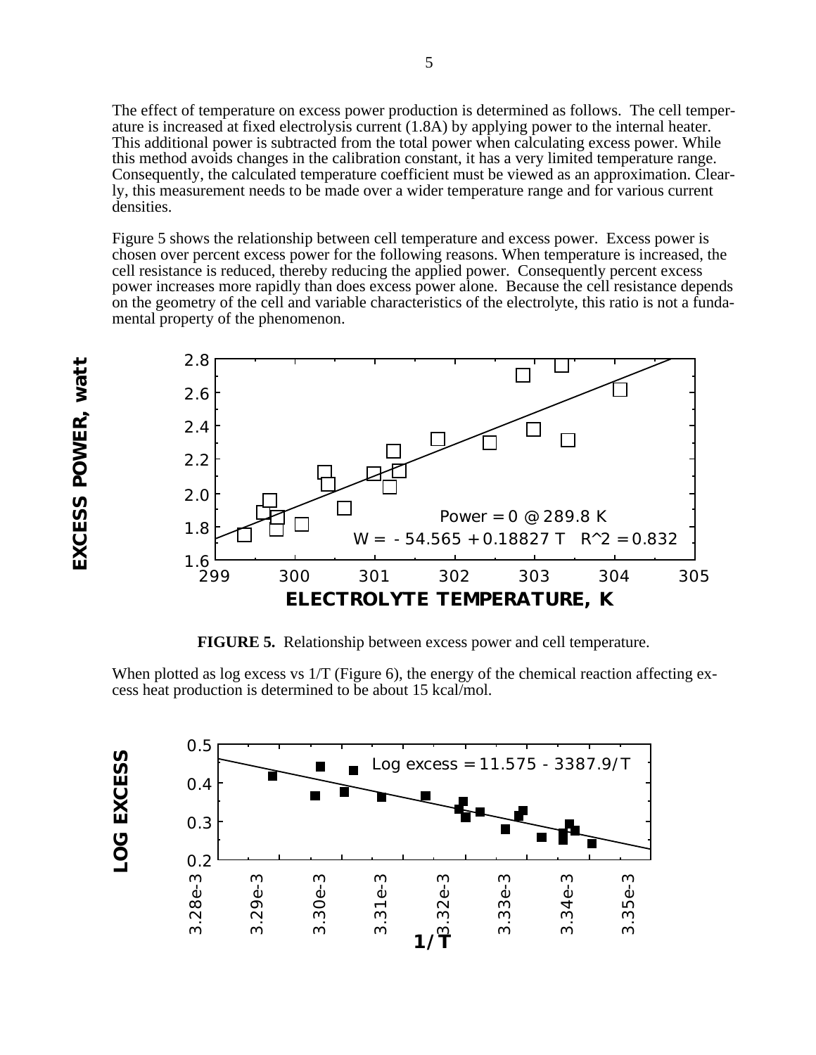The effect of temperature on excess power production is determined as follows. The cell temperature is increased at fixed electrolysis current (1.8A) by applying power to the internal heater. This additional power is subtracted from the total power when calculating excess power. While this method avoids changes in the calibration constant, it has a very limited temperature range. Consequently, the calculated temperature coefficient must be viewed as an approximation. Clearly, this measurement needs to be made over a wider temperature range and for various current densities.

Figure 5 shows the relationship between cell temperature and excess power. Excess power is chosen over percent excess power for the following reasons. When temperature is increased, the cell resistance is reduced, thereby reducing the applied power. Consequently percent excess power increases more rapidly than does excess power alone. Because the cell resistance depends on the geometry of the cell and variable characteristics of the electrolyte, this ratio is not a fundamental property of the phenomenon.

**FIGURE 5.** Relationship between excess power and cell temperature.

When plotted as log excess vs 1/T (Figure 6), the energy of the chemical reaction affecting excess heat production is determined to be about 15 kcal/mol.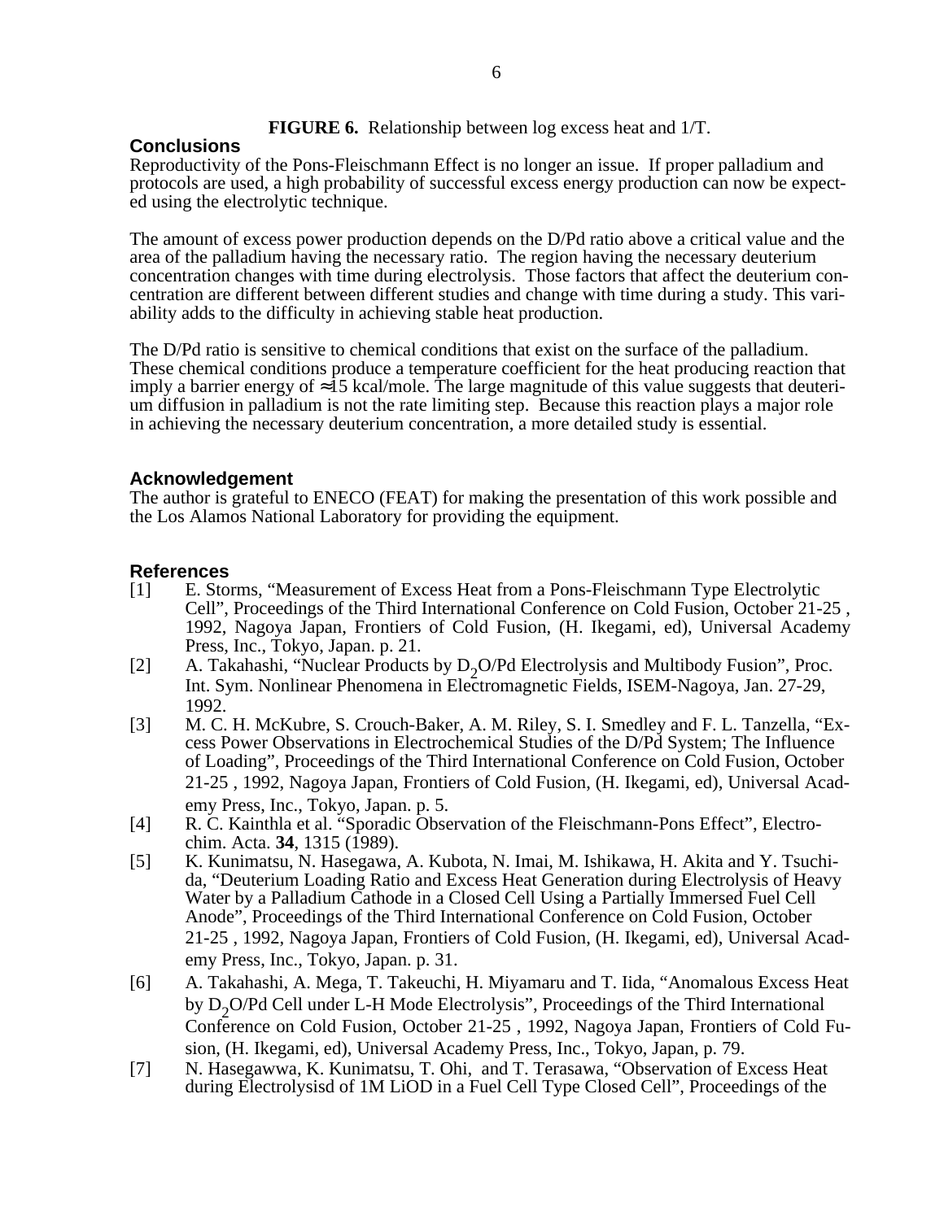**FIGURE 6.** Relationship between log excess heat and 1/T.

## Conclusions

Reproductivity of the Pons-Fleischmann Effect is no longer an issue. If proper palladium and protocols are used, a high probability of successful excess energy production can now be expected using the electrolytic technique.

The amount of excess power production depends on the D/Pd ratio above a critical value and the area of the palladium having the necessary ratio. The region having the necessary deuterium concentration changes with time during electrolysis. Those factors that affect the deuterium concentration are different between different studies and change with time during a study. This variability adds to the difficulty in achieving stable heat production.

The D/Pd ratio is sensitive to chemical conditions that exist on the surface of the palladium. These chemical conditions produce a temperature coefficient for the heat producing reaction that imply a barrier energy of ≈15 kcal/mole. The large magnitude of this value suggests that deuterium diffusion in palladium is not the rate limiting step. Because this reaction plays a major role in achieving the necessary deuterium concentration, a more detailed study is essential.

## Acknowledgement

The author is grateful to ENECO (FEAT) for making the presentation of this work possible and the Los Alamos National Laboratory for providing the equipment.

## References

[1] E. Storms, "Measurement of Excess Heat from a Pons-Fleischmann Type Electrolytic Cell", Proceedings of the Third International Conference on Cold Fusion, October 21-25 , 1992, Nagoya Japan, Frontiers of Cold Fusion, (H. Ikegami, ed), Universal Academy Press, Inc., Tokyo, Japan. p. 21.

[2] A. Takahashi, "Nuclear Products by $D_2O$/Pd Electrolysis and Multibody Fusion", Proc. Int. Sym. Nonlinear Phenomena in Electromagnetic Fields, ISEM-Nagoya, Jan. 27-29, 1992.

[3] M. C. H. McKubre, S. Crouch-Baker, A. M. Riley, S. I. Smedley and F. L. Tanzella, "Excess Power Observations in Electrochemical Studies of the D/Pd System; The Influence of Loading", Proceedings of the Third International Conference on Cold Fusion, October 21-25 , 1992, Nagoya Japan, Frontiers of Cold Fusion, (H. Ikegami, ed), Universal Academy Press, Inc., Tokyo, Japan. p. 5.

[4] R. C. Kainthla et al. "Sporadic Observation of the Fleischmann-Pons Effect", Electrochim. Acta. **34**, 1315 (1989).

[5] K. Kunimatsu, N. Hasegawa, A. Kubota, N. Imai, M. Ishikawa, H. Akita and Y. Tsuchida, "Deuterium Loading Ratio and Excess Heat Generation during Electrolysis of Heavy Water by a Palladium Cathode in a Closed Cell Using a Partially Immersed Fuel Cell Anode", Proceedings of the Third International Conference on Cold Fusion, October 21-25 , 1992, Nagoya Japan, Frontiers of Cold Fusion, (H. Ikegami, ed), Universal Academy Press, Inc., Tokyo, Japan. p. 31.

[6] A. Takahashi, A. Mega, T. Takeuchi, H. Miyamaru and T. Iida, "Anomalous Excess Heat by $D_2O$/Pd Cell under L-H Mode Electrolysis", Proceedings of the Third International Conference on Cold Fusion, October 21-25 , 1992, Nagoya Japan, Frontiers of Cold Fusion, (H. Ikegami, ed), Universal Academy Press, Inc., Tokyo, Japan, p. 79.

[7] N. Hasegawwa, K. Kunimatsu, T. Ohi, and T. Terasawa, "Observation of Excess Heat during Electrolysisd of 1M LiOD in a Fuel Cell Type Closed Cell", Proceedings of the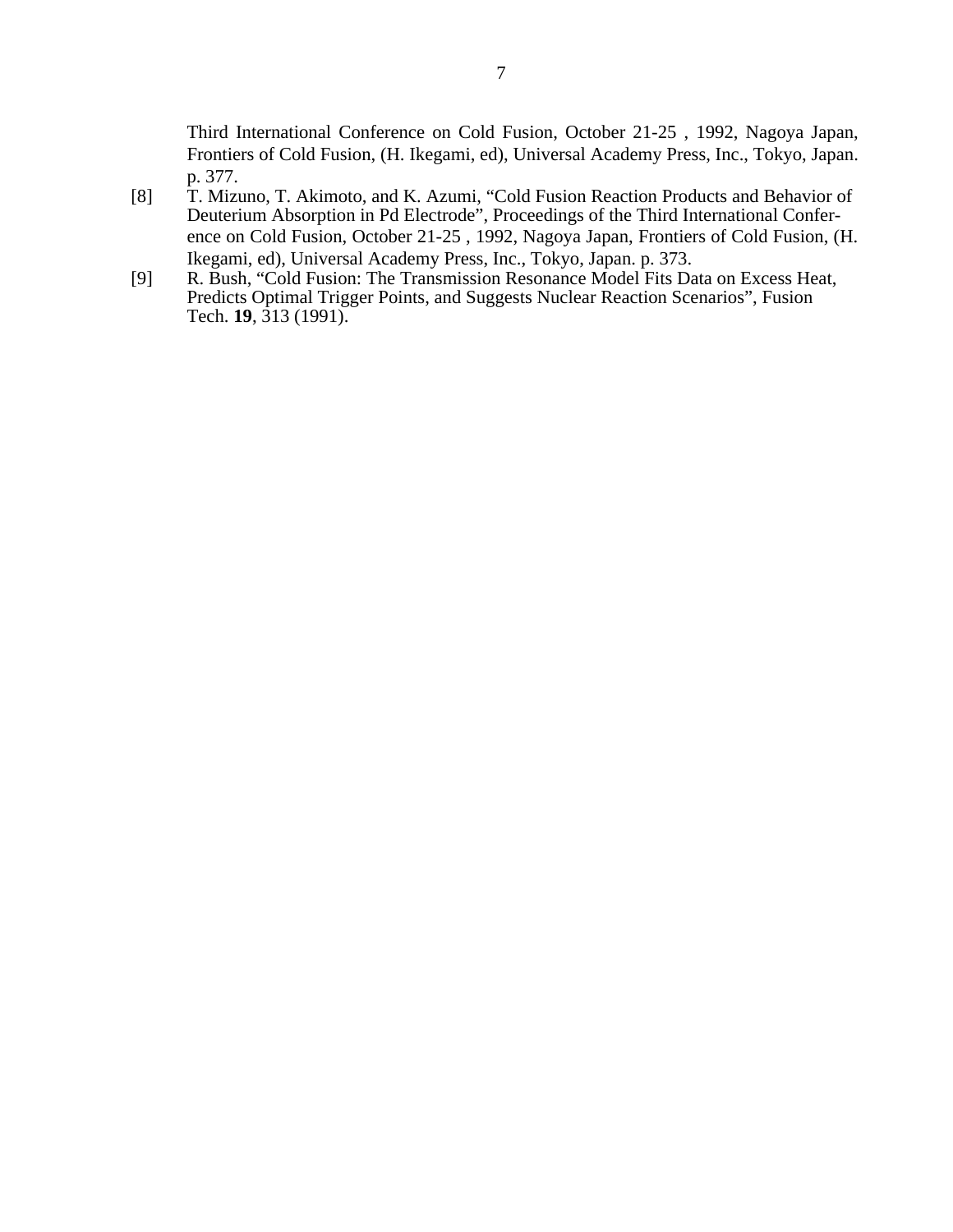Third International Conference on Cold Fusion, October 21-25 , 1992, Nagoya Japan, Frontiers of Cold Fusion, (H. Ikegami, ed), Universal Academy Press, Inc., Tokyo, Japan. p. 377.

[8] T. Mizuno, T. Akimoto, and K. Azumi, “Cold Fusion Reaction Products and Behavior of Deuterium Absorption in Pd Electrode”, Proceedings of the Third International Conference on Cold Fusion, October 21-25 , 1992, Nagoya Japan, Frontiers of Cold Fusion, (H. Ikegami, ed), Universal Academy Press, Inc., Tokyo, Japan. p. 373.

[9] R. Bush, “Cold Fusion: The Transmission Resonance Model Fits Data on Excess Heat, Predicts Optimal Trigger Points, and Suggests Nuclear Reaction Scenarios”, Fusion Tech. **19**, 313 (1991).